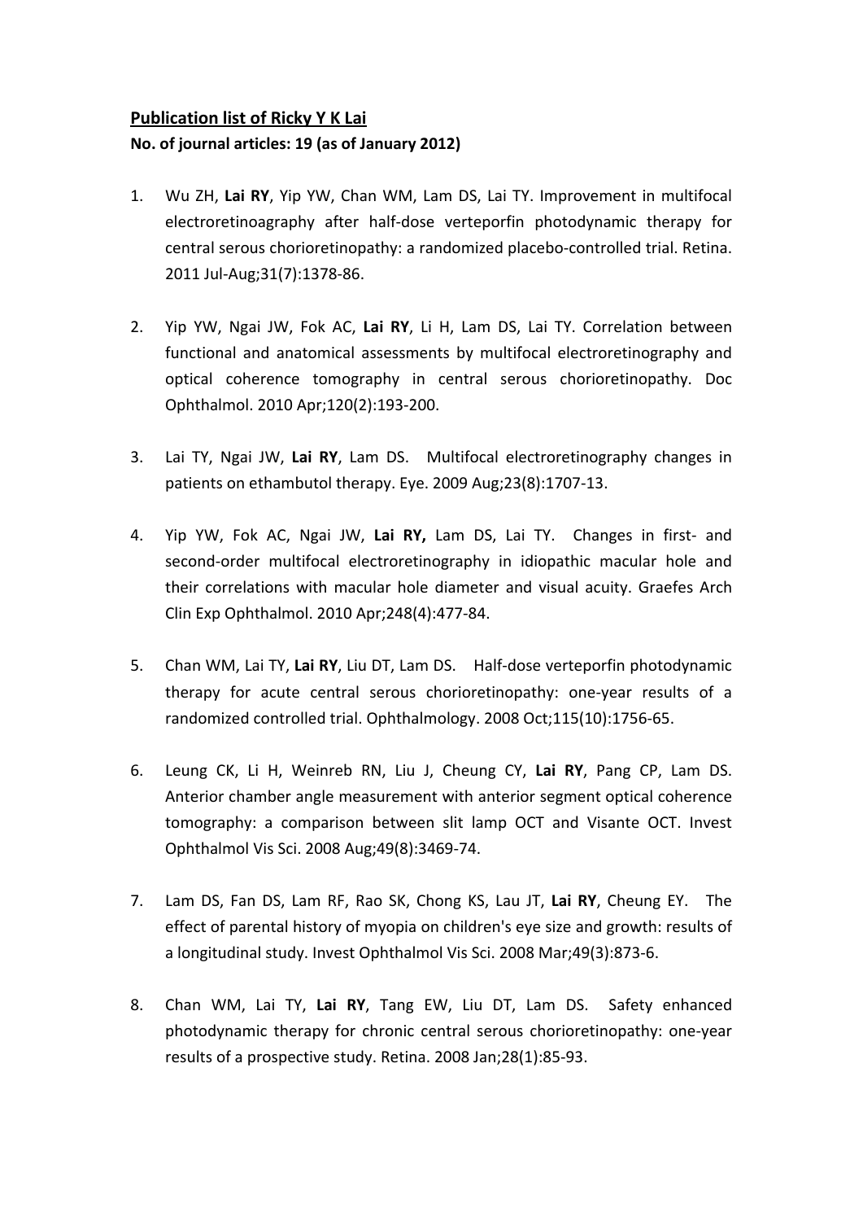**<u>Publication list of Ricky Y K Lai</u>**

**No. of journal articles: 19 (as of January 2012)**

1. Wu ZH, **Lai RY**, Yip YW, Chan WM, Lam DS, Lai TY. Improvement in multifocal electroretinoagraphy after half-dose verteporfin photodynamic therapy for central serous chorioretinopathy: a randomized placebo-controlled trial. Retina. 2011 Jul-Aug;31(7):1378-86.

2. Yip YW, Ngai JW, Fok AC, **Lai RY**, Li H, Lam DS, Lai TY. Correlation between functional and anatomical assessments by multifocal electroretinography and optical coherence tomography in central serous chorioretinopathy. Doc Ophthalmol. 2010 Apr;120(2):193-200.

3. Lai TY, Ngai JW, **Lai RY**, Lam DS. Multifocal electroretinography changes in patients on ethambutol therapy. Eye. 2009 Aug;23(8):1707-13.

4. Yip YW, Fok AC, Ngai JW, **Lai RY,** Lam DS, Lai TY. Changes in first- and second-order multifocal electroretinography in idiopathic macular hole and their correlations with macular hole diameter and visual acuity. Graefes Arch Clin Exp Ophthalmol. 2010 Apr;248(4):477-84.

5. Chan WM, Lai TY, **Lai RY**, Liu DT, Lam DS. Half-dose verteporfin photodynamic therapy for acute central serous chorioretinopathy: one-year results of a randomized controlled trial. Ophthalmology. 2008 Oct;115(10):1756-65.

6. Leung CK, Li H, Weinreb RN, Liu J, Cheung CY, **Lai RY**, Pang CP, Lam DS. Anterior chamber angle measurement with anterior segment optical coherence tomography: a comparison between slit lamp OCT and Visante OCT. Invest Ophthalmol Vis Sci. 2008 Aug;49(8):3469-74.

7. Lam DS, Fan DS, Lam RF, Rao SK, Chong KS, Lau JT, **Lai RY**, Cheung EY. The effect of parental history of myopia on children's eye size and growth: results of a longitudinal study. Invest Ophthalmol Vis Sci. 2008 Mar;49(3):873-6.

8. Chan WM, Lai TY, **Lai RY**, Tang EW, Liu DT, Lam DS. Safety enhanced photodynamic therapy for chronic central serous chorioretinopathy: one-year results of a prospective study. Retina. 2008 Jan;28(1):85-93.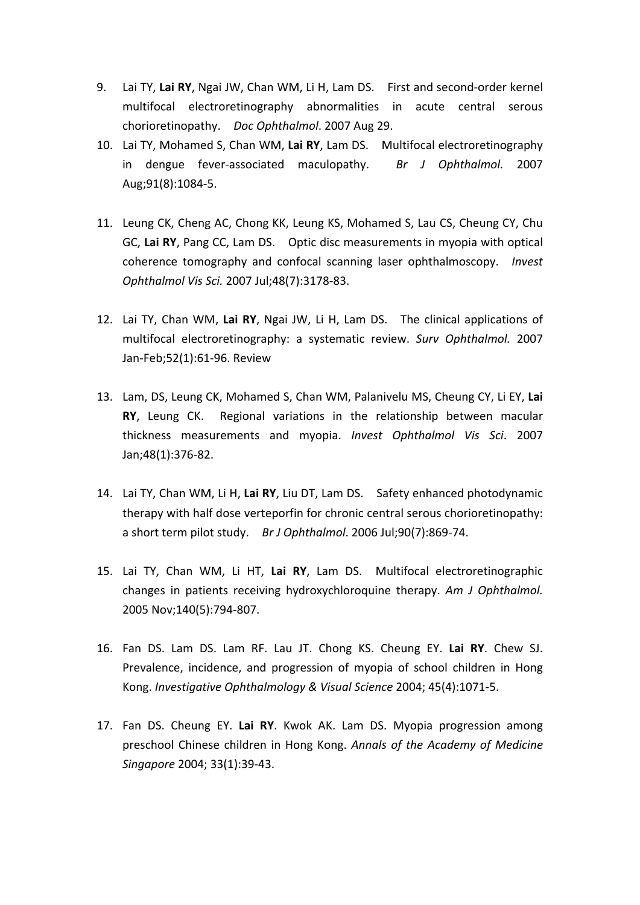9. Lai TY, **Lai RY**, Ngai JW, Chan WM, Li H, Lam DS. First and second-order kernel multifocal electroretinography abnormalities in acute central serous chorioretinopathy. *Doc Ophthalmol*. 2007 Aug 29.
10. Lai TY, Mohamed S, Chan WM, **Lai RY**, Lam DS. Multifocal electroretinography in dengue fever-associated maculopathy. *Br J Ophthalmol.* 2007 Aug;91(8):1084-5.
11. Leung CK, Cheng AC, Chong KK, Leung KS, Mohamed S, Lau CS, Cheung CY, Chu GC, **Lai RY**, Pang CC, Lam DS. Optic disc measurements in myopia with optical coherence tomography and confocal scanning laser ophthalmoscopy. *Invest Ophthalmol Vis Sci.* 2007 Jul;48(7):3178-83.
12. Lai TY, Chan WM, **Lai RY**, Ngai JW, Li H, Lam DS. The clinical applications of multifocal electroretinography: a systematic review. *Surv Ophthalmol.* 2007 Jan-Feb;52(1):61-96. Review
13. Lam, DS, Leung CK, Mohamed S, Chan WM, Palanivelu MS, Cheung CY, Li EY, **Lai RY**, Leung CK. Regional variations in the relationship between macular thickness measurements and myopia. *Invest Ophthalmol Vis Sci*. 2007 Jan;48(1):376-82.
14. Lai TY, Chan WM, Li H, **Lai RY**, Liu DT, Lam DS. Safety enhanced photodynamic therapy with half dose verteporfin for chronic central serous chorioretinopathy: a short term pilot study. *Br J Ophthalmol*. 2006 Jul;90(7):869-74.
15. Lai TY, Chan WM, Li HT, **Lai RY**, Lam DS. Multifocal electroretinographic changes in patients receiving hydroxychloroquine therapy. *Am J Ophthalmol.* 2005 Nov;140(5):794-807.
16. Fan DS. Lam DS. Lam RF. Lau JT. Chong KS. Cheung EY. **Lai RY**. Chew SJ. Prevalence, incidence, and progression of myopia of school children in Hong Kong. *Investigative Ophthalmology & Visual Science* 2004; 45(4):1071-5.
17. Fan DS. Cheung EY. **Lai RY**. Kwok AK. Lam DS. Myopia progression among preschool Chinese children in Hong Kong. *Annals of the Academy of Medicine Singapore* 2004; 33(1):39-43.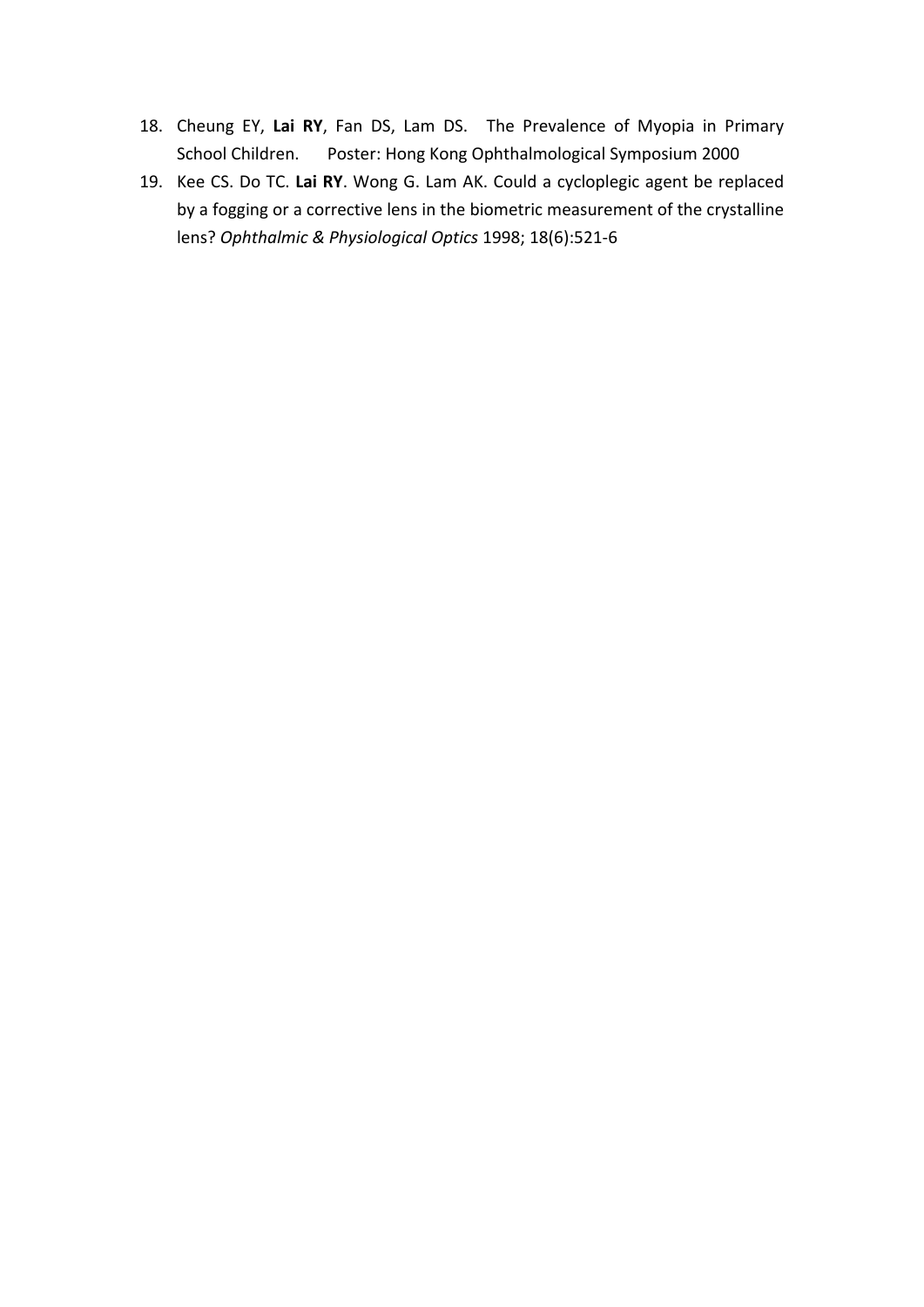18. Cheung EY, **Lai RY**, Fan DS, Lam DS. The Prevalence of Myopia in Primary School Children. Poster: Hong Kong Ophthalmological Symposium 2000
19. Kee CS. Do TC. **Lai RY**. Wong G. Lam AK. Could a cycloplegic agent be replaced by a fogging or a corrective lens in the biometric measurement of the crystalline lens? *Ophthalmic & Physiological Optics* 1998; 18(6):521-6